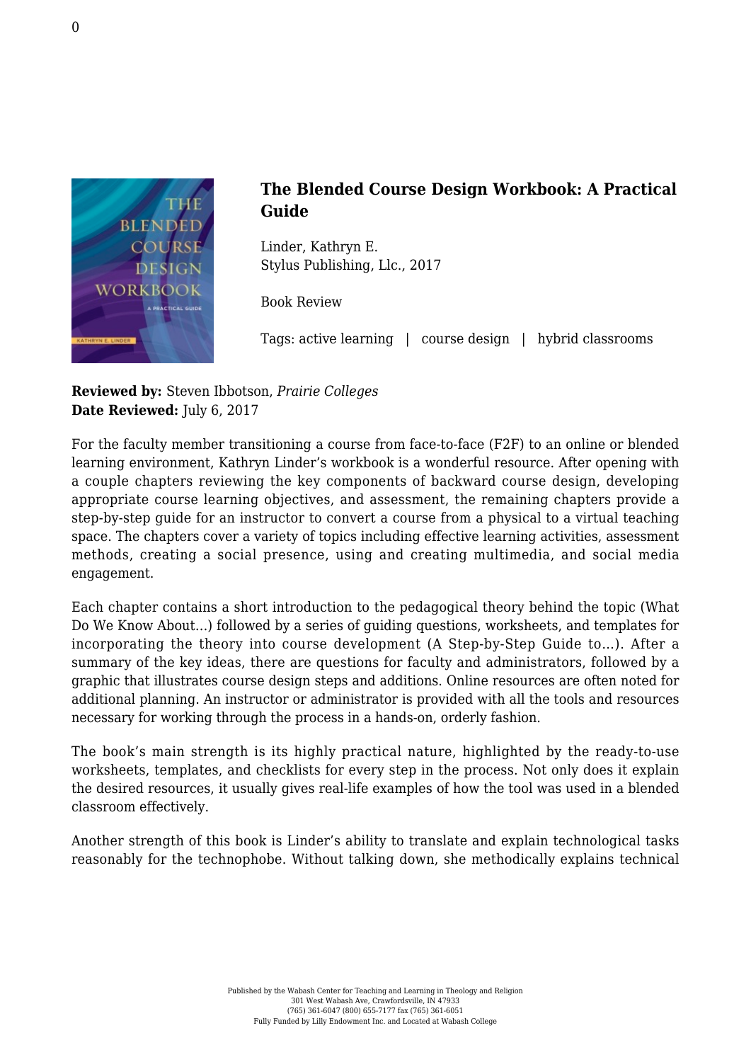## The Blended Course Design Workbook: A Practical Guide

Linder, Kathryn E.
Stylus Publishing, Llc., 2017

Book Review

Tags: active learning | course design | hybrid classrooms

**Reviewed by:** Steven Ibbotson, *Prairie Colleges*
**Date Reviewed:** July 6, 2017

For the faculty member transitioning a course from face-to-face (F2F) to an online or blended learning environment, Kathryn Linder's workbook is a wonderful resource. After opening with a couple chapters reviewing the key components of backward course design, developing appropriate course learning objectives, and assessment, the remaining chapters provide a step-by-step guide for an instructor to convert a course from a physical to a virtual teaching space. The chapters cover a variety of topics including effective learning activities, assessment methods, creating a social presence, using and creating multimedia, and social media engagement.

Each chapter contains a short introduction to the pedagogical theory behind the topic (What Do We Know About…) followed by a series of guiding questions, worksheets, and templates for incorporating the theory into course development (A Step-by-Step Guide to…). After a summary of the key ideas, there are questions for faculty and administrators, followed by a graphic that illustrates course design steps and additions. Online resources are often noted for additional planning. An instructor or administrator is provided with all the tools and resources necessary for working through the process in a hands-on, orderly fashion.

The book's main strength is its highly practical nature, highlighted by the ready-to-use worksheets, templates, and checklists for every step in the process. Not only does it explain the desired resources, it usually gives real-life examples of how the tool was used in a blended classroom effectively.

Another strength of this book is Linder's ability to translate and explain technological tasks reasonably for the technophobe. Without talking down, she methodically explains technical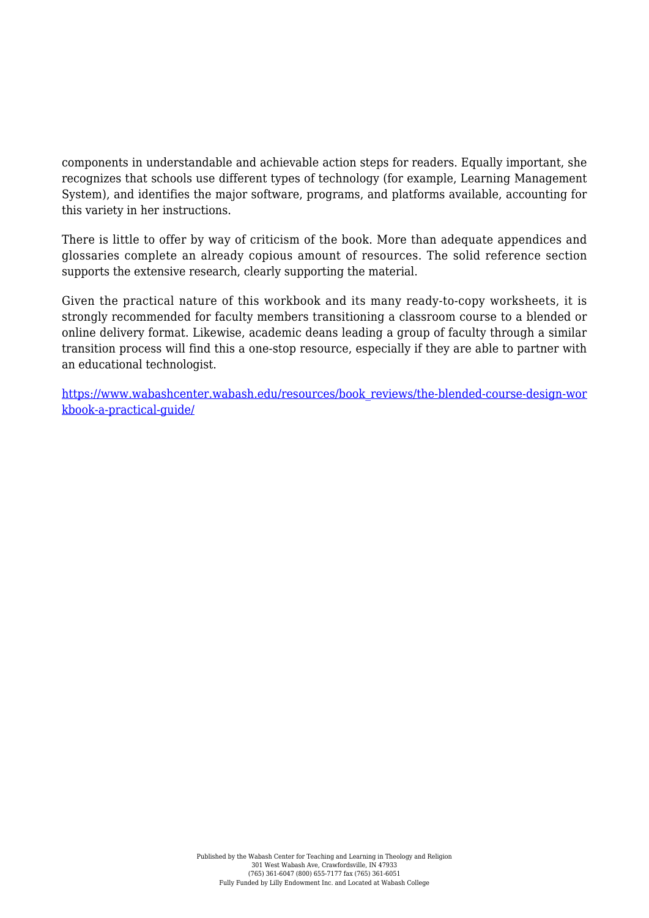components in understandable and achievable action steps for readers. Equally important, she recognizes that schools use different types of technology (for example, Learning Management System), and identifies the major software, programs, and platforms available, accounting for this variety in her instructions.

There is little to offer by way of criticism of the book. More than adequate appendices and glossaries complete an already copious amount of resources. The solid reference section supports the extensive research, clearly supporting the material.

Given the practical nature of this workbook and its many ready-to-copy worksheets, it is strongly recommended for faculty members transitioning a classroom course to a blended or online delivery format. Likewise, academic deans leading a group of faculty through a similar transition process will find this a one-stop resource, especially if they are able to partner with an educational technologist.

[https://www.wabashcenter.wabash.edu/resources/book_reviews/the-blended-course-design-workbook-a-practical-guide/](https://www.wabashcenter.wabash.edu/resources/book_reviews/the-blended-course-design-workbook-a-practical-guide/)

Published by the Wabash Center for Teaching and Learning in Theology and Religion
301 West Wabash Ave, Crawfordsville, IN 47933
(765) 361-6047 (800) 655-7177 fax (765) 361-6051
Fully Funded by Lilly Endowment Inc. and Located at Wabash College